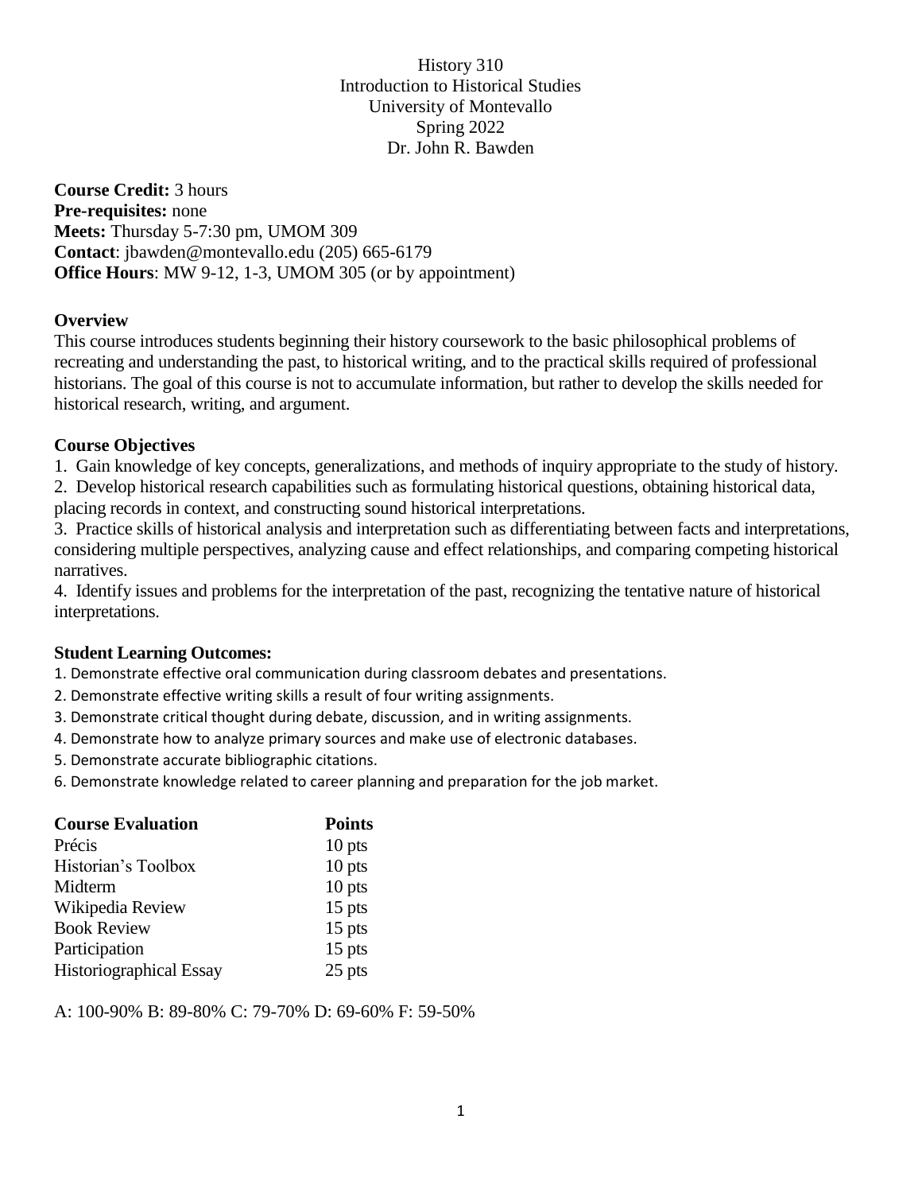History 310
Introduction to Historical Studies
University of Montevallo
Spring 2022
Dr. John R. Bawden

**Course Credit:** 3 hours
**Pre-requisites:** none
**Meets:** Thursday 5-7:30 pm, UMOM 309
**Contact**: jbawden@montevallo.edu (205) 665-6179
**Office Hours**: MW 9-12, 1-3, UMOM 305 (or by appointment)

**Overview**

This course introduces students beginning their history coursework to the basic philosophical problems of recreating and understanding the past, to historical writing, and to the practical skills required of professional historians. The goal of this course is not to accumulate information, but rather to develop the skills needed for historical research, writing, and argument.

**Course Objectives**

1. Gain knowledge of key concepts, generalizations, and methods of inquiry appropriate to the study of history.
2. Develop historical research capabilities such as formulating historical questions, obtaining historical data, placing records in context, and constructing sound historical interpretations.
3. Practice skills of historical analysis and interpretation such as differentiating between facts and interpretations, considering multiple perspectives, analyzing cause and effect relationships, and comparing competing historical narratives.
4. Identify issues and problems for the interpretation of the past, recognizing the tentative nature of historical interpretations.

**Student Learning Outcomes:**

1. Demonstrate effective oral communication during classroom debates and presentations.
2. Demonstrate effective writing skills a result of four writing assignments.
3. Demonstrate critical thought during debate, discussion, and in writing assignments.
4. Demonstrate how to analyze primary sources and make use of electronic databases.
5. Demonstrate accurate bibliographic citations.
6. Demonstrate knowledge related to career planning and preparation for the job market.

| **Course Evaluation** | **Points** |
|---|---|
| Précis | 10 pts |
| Historian's Toolbox | 10 pts |
| Midterm | 10 pts |
| Wikipedia Review | 15 pts |
| Book Review | 15 pts |
| Participation | 15 pts |
| Historiographical Essay | 25 pts |

A: 100-90% B: 89-80% C: 79-70% D: 69-60% F: 59-50%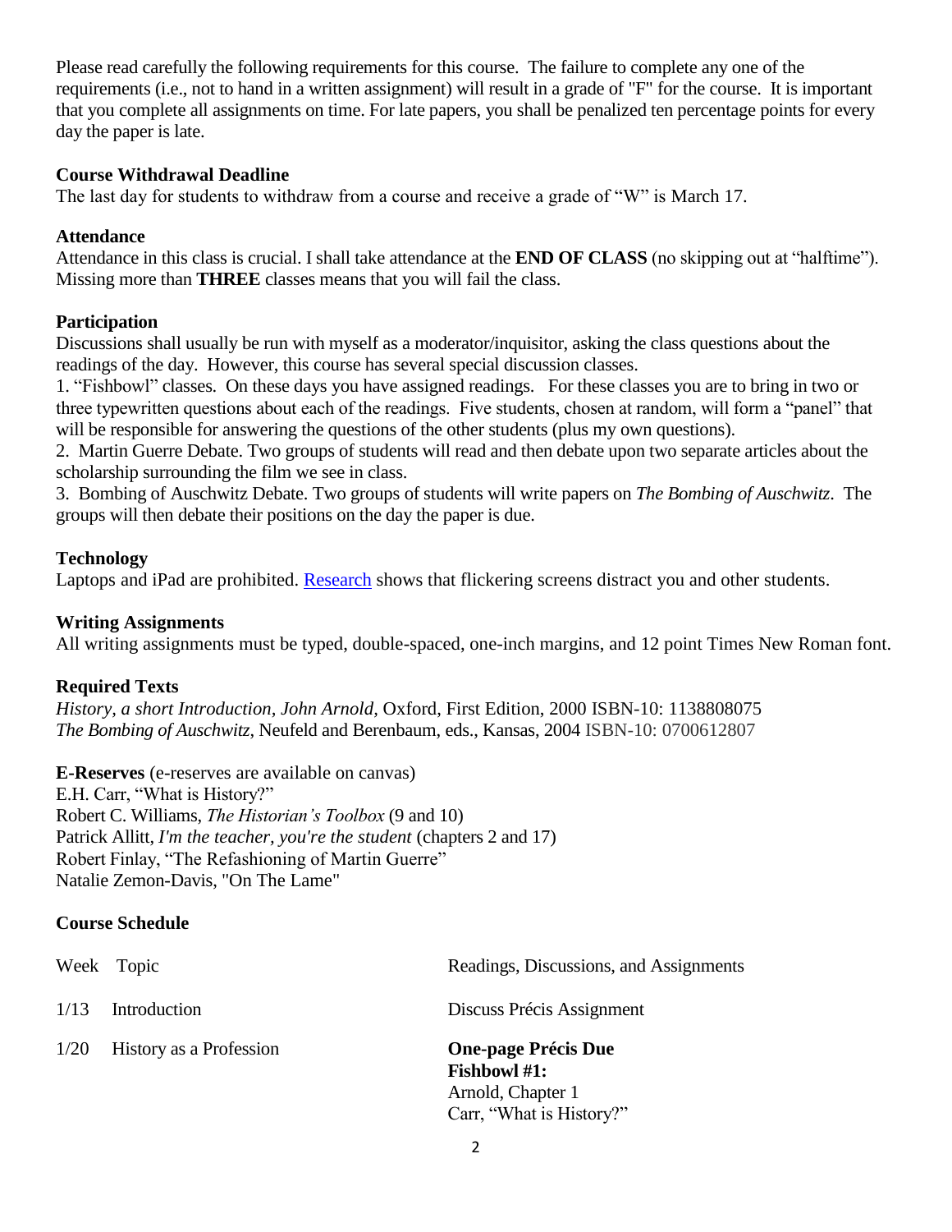Please read carefully the following requirements for this course. The failure to complete any one of the requirements (i.e., not to hand in a written assignment) will result in a grade of "F" for the course. It is important that you complete all assignments on time. For late papers, you shall be penalized ten percentage points for every day the paper is late.

**Course Withdrawal Deadline**
The last day for students to withdraw from a course and receive a grade of "W" is March 17.

**Attendance**
Attendance in this class is crucial. I shall take attendance at the **END OF CLASS** (no skipping out at "halftime"). Missing more than **THREE** classes means that you will fail the class.

**Participation**
Discussions shall usually be run with myself as a moderator/inquisitor, asking the class questions about the readings of the day. However, this course has several special discussion classes.

1. "Fishbowl" classes. On these days you have assigned readings. For these classes you are to bring in two or three typewritten questions about each of the readings. Five students, chosen at random, will form a "panel" that will be responsible for answering the questions of the other students (plus my own questions).
2. Martin Guerre Debate. Two groups of students will read and then debate upon two separate articles about the scholarship surrounding the film we see in class.
3. Bombing of Auschwitz Debate. Two groups of students will write papers on *The Bombing of Auschwitz*. The groups will then debate their positions on the day the paper is due.

**Technology**
Laptops and iPad are prohibited. Research shows that flickering screens distract you and other students.

**Writing Assignments**
All writing assignments must be typed, double-spaced, one-inch margins, and 12 point Times New Roman font.

**Required Texts**
*History, a short Introduction, John Arnold,* Oxford, First Edition, 2000 ISBN-10: 1138808075
*The Bombing of Auschwitz*, Neufeld and Berenbaum, eds., Kansas, 2004 ISBN-10: 0700612807

**E-Reserves** (e-reserves are available on canvas)
E.H. Carr, "What is History?"
Robert C. Williams, *The Historian's Toolbox* (9 and 10)
Patrick Allitt, *I'm the teacher, you're the student* (chapters 2 and 17)
Robert Finlay, "The Refashioning of Martin Guerre"
Natalie Zemon-Davis, "On The Lame"

**Course Schedule**

| Week | Topic | Readings, Discussions, and Assignments |
|---|---|---|
| 1/13 | Introduction | Discuss Précis Assignment |
| 1/20 | History as a Profession | **One-page Précis Due**<br>**Fishbowl #1:**<br>Arnold, Chapter 1<br>Carr, "What is History?" |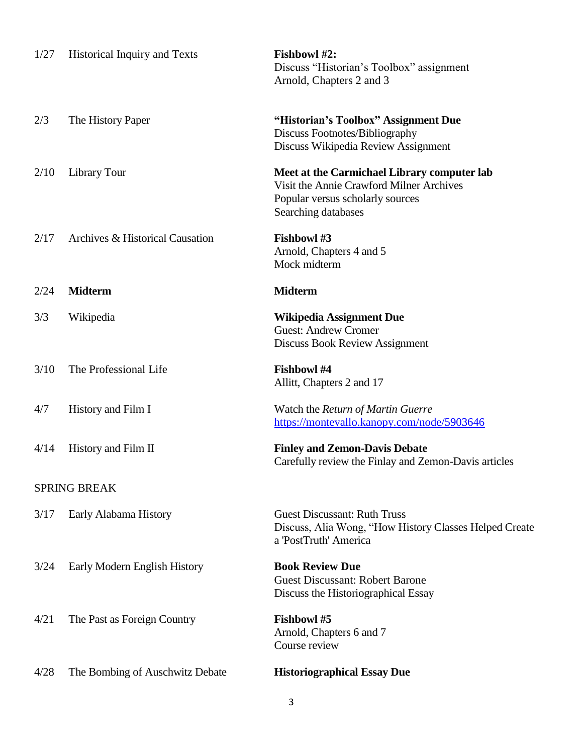| | | |
|---|---|---|
| 1/27 | Historical Inquiry and Texts | **Fishbowl #2:**<br>Discuss "Historian's Toolbox" assignment<br>Arnold, Chapters 2 and 3 |
| 2/3 | The History Paper | **"Historian's Toolbox" Assignment Due**<br>Discuss Footnotes/Bibliography<br>Discuss Wikipedia Review Assignment |
| 2/10 | Library Tour | **Meet at the Carmichael Library computer lab**<br>Visit the Annie Crawford Milner Archives<br>Popular versus scholarly sources<br>Searching databases |
| 2/17 | Archives & Historical Causation | **Fishbowl #3**<br>Arnold, Chapters 4 and 5<br>Mock midterm |
| 2/24 | **Midterm** | **Midterm** |
| 3/3 | Wikipedia | **Wikipedia Assignment Due**<br>Guest: Andrew Cromer<br>Discuss Book Review Assignment |
| 3/10 | The Professional Life | **Fishbowl #4**<br>Allitt, Chapters 2 and 17 |
| 4/7 | History and Film I | Watch the *Return of Martin Guerre*<br>https://montevallo.kanopy.com/node/5903646 |
| 4/14 | History and Film II | **Finley and Zemon-Davis Debate**<br>Carefully review the Finlay and Zemon-Davis articles |
| SPRING BREAK | | |
| 3/17 | Early Alabama History | Guest Discussant: Ruth Truss<br>Discuss, Alia Wong, "How History Classes Helped Create a 'PostTruth' America |
| 3/24 | Early Modern English History | **Book Review Due**<br>Guest Discussant: Robert Barone<br>Discuss the Historiographical Essay |
| 4/21 | The Past as Foreign Country | **Fishbowl #5**<br>Arnold, Chapters 6 and 7<br>Course review |
| 4/28 | The Bombing of Auschwitz Debate | **Historiographical Essay Due** |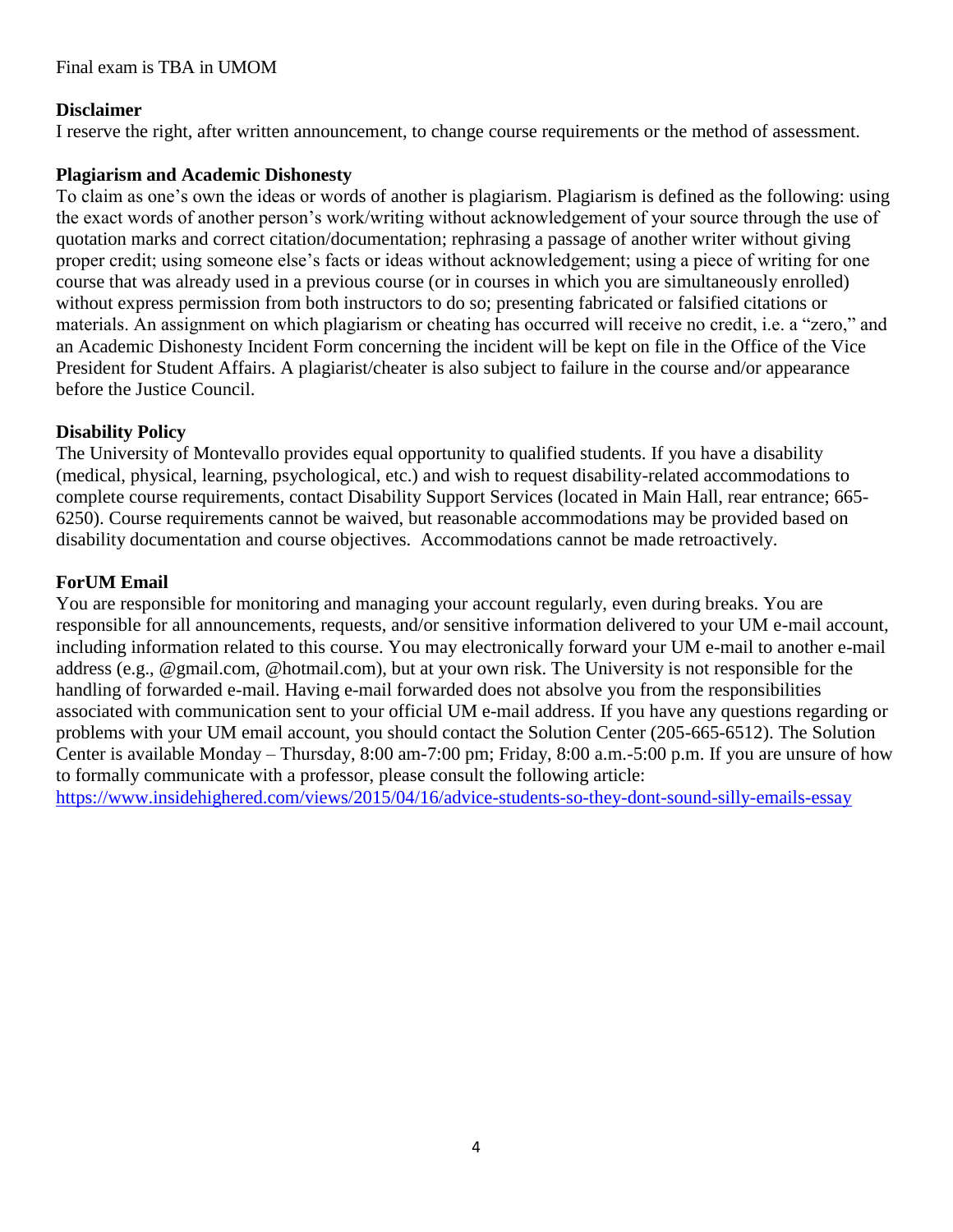Final exam is TBA in UMOM

**Disclaimer**

I reserve the right, after written announcement, to change course requirements or the method of assessment.

**Plagiarism and Academic Dishonesty**

To claim as one's own the ideas or words of another is plagiarism. Plagiarism is defined as the following: using the exact words of another person's work/writing without acknowledgement of your source through the use of quotation marks and correct citation/documentation; rephrasing a passage of another writer without giving proper credit; using someone else's facts or ideas without acknowledgement; using a piece of writing for one course that was already used in a previous course (or in courses in which you are simultaneously enrolled) without express permission from both instructors to do so; presenting fabricated or falsified citations or materials. An assignment on which plagiarism or cheating has occurred will receive no credit, i.e. a "zero," and an Academic Dishonesty Incident Form concerning the incident will be kept on file in the Office of the Vice President for Student Affairs. A plagiarist/cheater is also subject to failure in the course and/or appearance before the Justice Council.

**Disability Policy**

The University of Montevallo provides equal opportunity to qualified students. If you have a disability (medical, physical, learning, psychological, etc.) and wish to request disability-related accommodations to complete course requirements, contact Disability Support Services (located in Main Hall, rear entrance; 665-6250). Course requirements cannot be waived, but reasonable accommodations may be provided based on disability documentation and course objectives. Accommodations cannot be made retroactively.

**ForUM Email**

You are responsible for monitoring and managing your account regularly, even during breaks. You are responsible for all announcements, requests, and/or sensitive information delivered to your UM e-mail account, including information related to this course. You may electronically forward your UM e-mail to another e-mail address (e.g., @gmail.com, @hotmail.com), but at your own risk. The University is not responsible for the handling of forwarded e-mail. Having e-mail forwarded does not absolve you from the responsibilities associated with communication sent to your official UM e-mail address. If you have any questions regarding or problems with your UM email account, you should contact the Solution Center (205-665-6512). The Solution Center is available Monday – Thursday, 8:00 am-7:00 pm; Friday, 8:00 a.m.-5:00 p.m. If you are unsure of how to formally communicate with a professor, please consult the following article:
https://www.insidehighered.com/views/2015/04/16/advice-students-so-they-dont-sound-silly-emails-essay